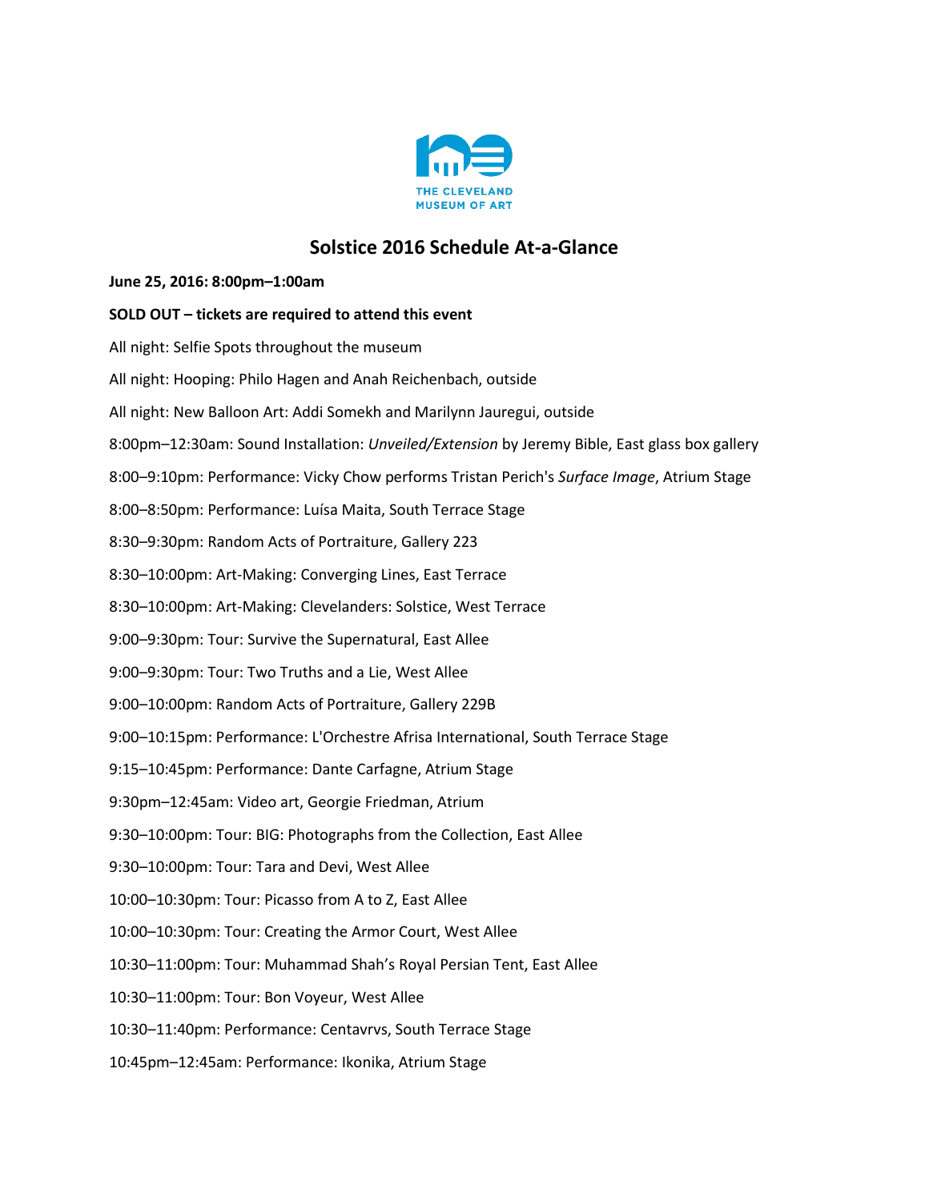THE CLEVELAND MUSEUM OF ART

# Solstice 2016 Schedule At-a-Glance

**June 25, 2016: 8:00pm–1:00am**

**SOLD OUT – tickets are required to attend this event**

All night: Selfie Spots throughout the museum

All night: Hooping: Philo Hagen and Anah Reichenbach, outside

All night: New Balloon Art: Addi Somekh and Marilynn Jauregui, outside

8:00pm–12:30am: Sound Installation: *Unveiled/Extension* by Jeremy Bible, East glass box gallery

8:00–9:10pm: Performance: Vicky Chow performs Tristan Perich's *Surface Image*, Atrium Stage

8:00–8:50pm: Performance: Luísa Maita, South Terrace Stage

8:30–9:30pm: Random Acts of Portraiture, Gallery 223

8:30–10:00pm: Art-Making: Converging Lines, East Terrace

8:30–10:00pm: Art-Making: Clevelanders: Solstice, West Terrace

9:00–9:30pm: Tour: Survive the Supernatural, East Allee

9:00–9:30pm: Tour: Two Truths and a Lie, West Allee

9:00–10:00pm: Random Acts of Portraiture, Gallery 229B

9:00–10:15pm: Performance: L'Orchestre Afrisa International, South Terrace Stage

9:15–10:45pm: Performance: Dante Carfagne, Atrium Stage

9:30pm–12:45am: Video art, Georgie Friedman, Atrium

9:30–10:00pm: Tour: BIG: Photographs from the Collection, East Allee

9:30–10:00pm: Tour: Tara and Devi, West Allee

10:00–10:30pm: Tour: Picasso from A to Z, East Allee

10:00–10:30pm: Tour: Creating the Armor Court, West Allee

10:30–11:00pm: Tour: Muhammad Shah's Royal Persian Tent, East Allee

10:30–11:00pm: Tour: Bon Voyeur, West Allee

10:30–11:40pm: Performance: Centavrvs, South Terrace Stage

10:45pm–12:45am: Performance: Ikonika, Atrium Stage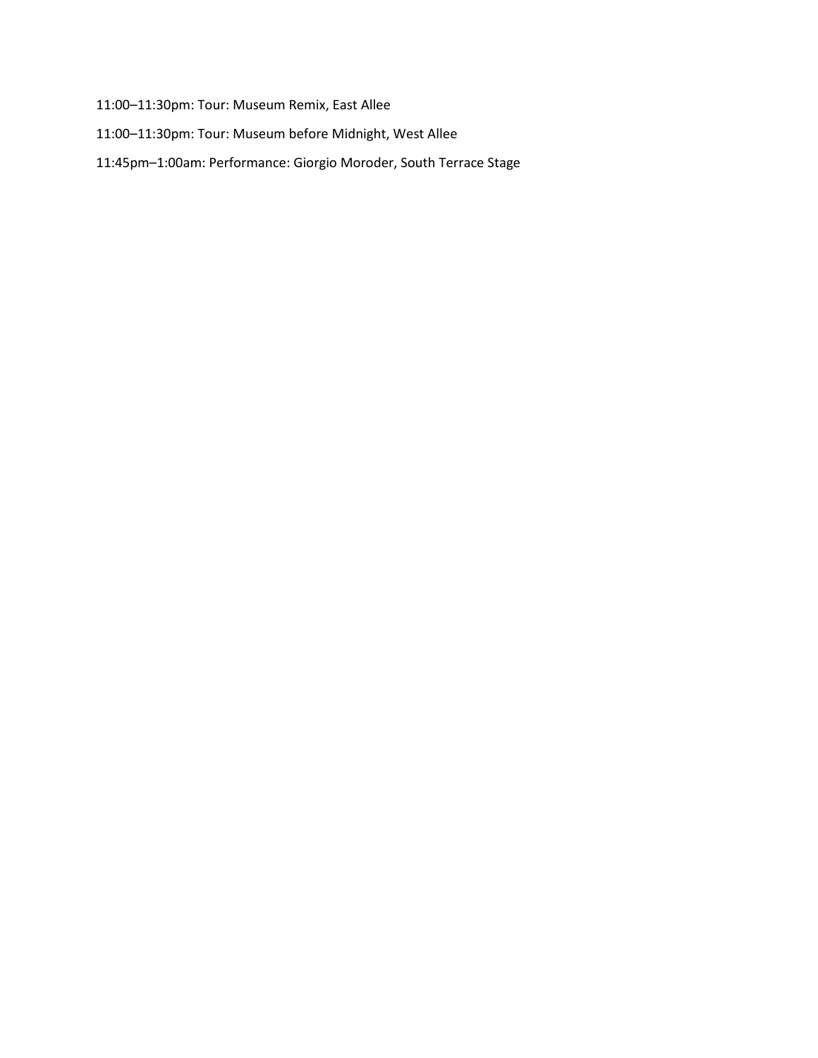11:00–11:30pm: Tour: Museum Remix, East Allee

11:00–11:30pm: Tour: Museum before Midnight, West Allee

11:45pm–1:00am: Performance: Giorgio Moroder, South Terrace Stage